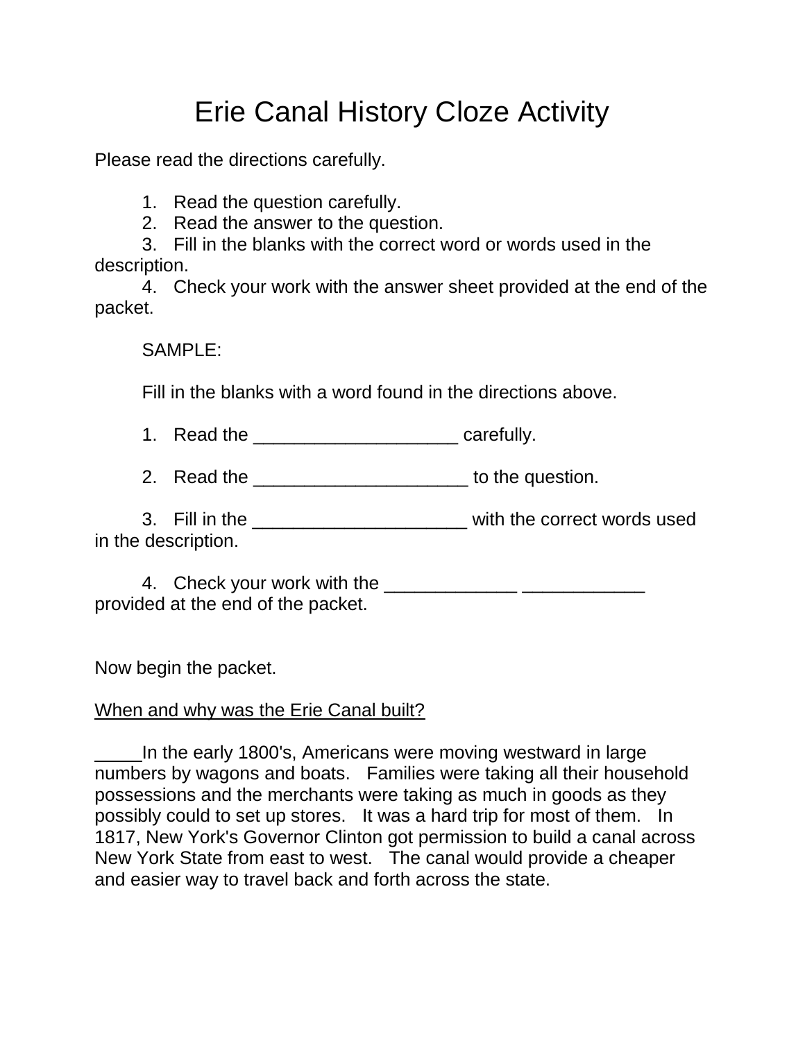# Erie Canal History Cloze Activity

Please read the directions carefully.

1. Read the question carefully.
2. Read the answer to the question.
3. Fill in the blanks with the correct word or words used in the description.
4. Check your work with the answer sheet provided at the end of the packet.

SAMPLE:

Fill in the blanks with a word found in the directions above.

1. Read the ____________________ carefully.

2. Read the _____________________ to the question.

3. Fill in the _____________________ with the correct words used in the description.

4. Check your work with the _____________ ____________ provided at the end of the packet.

Now begin the packet.

<u>When and why was the Erie Canal built?</u>

In the early 1800's, Americans were moving westward in large numbers by wagons and boats. Families were taking all their household possessions and the merchants were taking as much in goods as they possibly could to set up stores. It was a hard trip for most of them. In 1817, New York's Governor Clinton got permission to build a canal across New York State from east to west. The canal would provide a cheaper and easier way to travel back and forth across the state.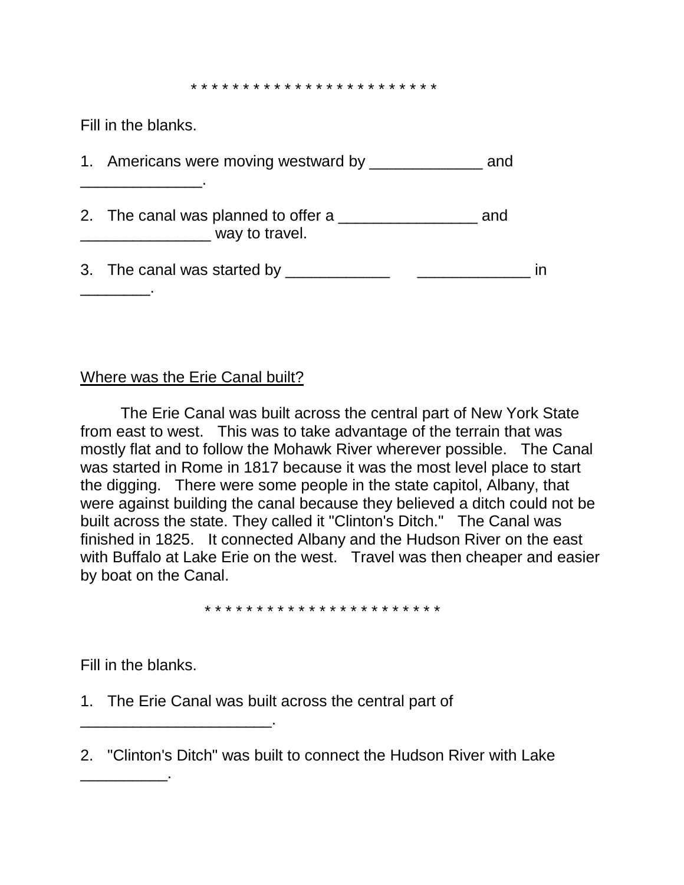* * * * * * * * * * * * * * * * * * * * * * * *

Fill in the blanks.

1. Americans were moving westward by _____________ and ______________.

2. The canal was planned to offer a ________________ and _______________ way to travel.

3. The canal was started by ____________ _____________ in ________.

<u>Where was the Erie Canal built?</u>

The Erie Canal was built across the central part of New York State from east to west. This was to take advantage of the terrain that was mostly flat and to follow the Mohawk River wherever possible. The Canal was started in Rome in 1817 because it was the most level place to start the digging. There were some people in the state capitol, Albany, that were against building the canal because they believed a ditch could not be built across the state. They called it "Clinton's Ditch." The Canal was finished in 1825. It connected Albany and the Hudson River on the east with Buffalo at Lake Erie on the west. Travel was then cheaper and easier by boat on the Canal.

* * * * * * * * * * * * * * * * * * * * * * * *

Fill in the blanks.

1. The Erie Canal was built across the central part of ______________________.

2. "Clinton's Ditch" was built to connect the Hudson River with Lake __________.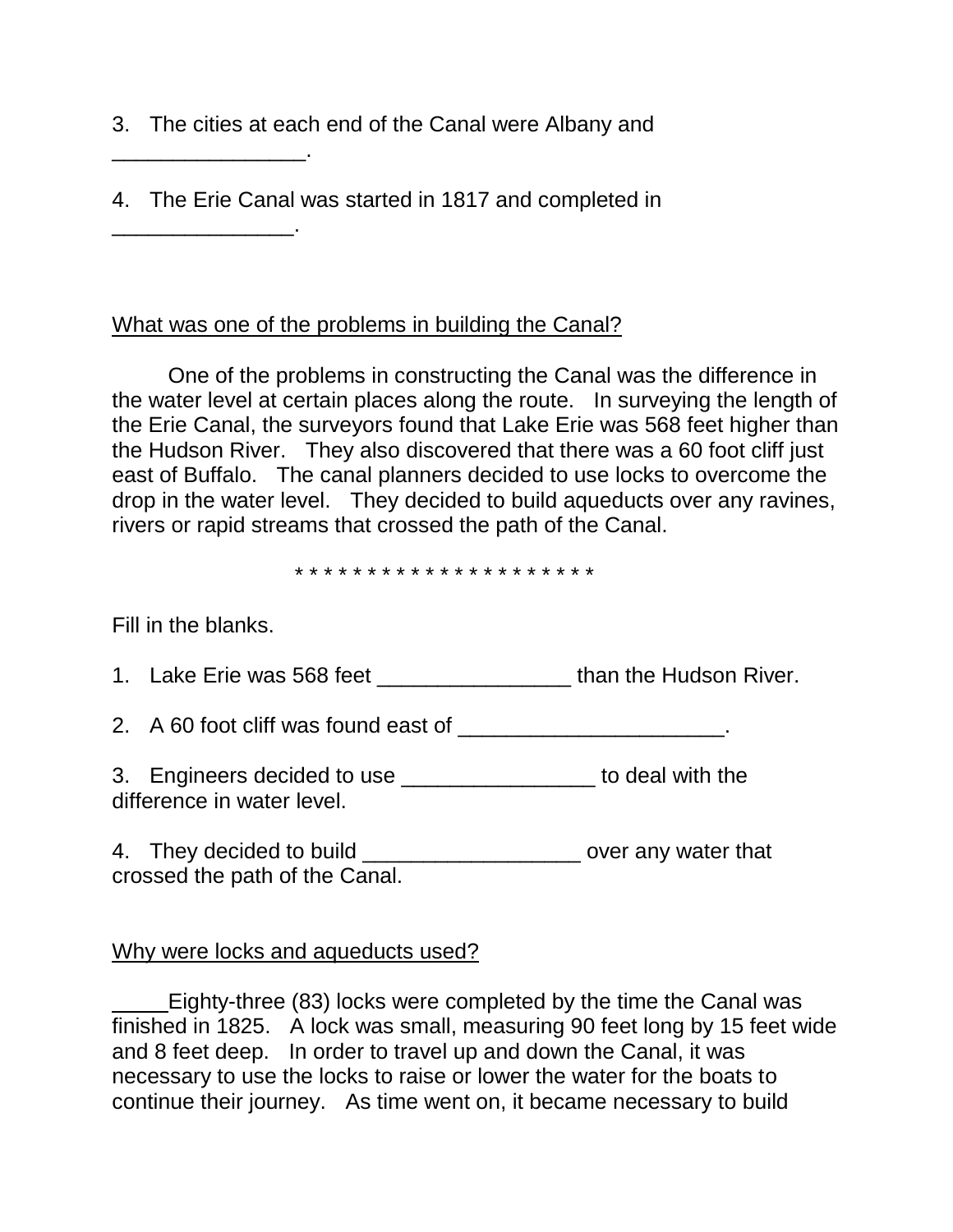3. The cities at each end of the Canal were Albany and ________________.

4. The Erie Canal was started in 1817 and completed in _______________.

What was one of the problems in building the Canal?

One of the problems in constructing the Canal was the difference in the water level at certain places along the route. In surveying the length of the Erie Canal, the surveyors found that Lake Erie was 568 feet higher than the Hudson River. They also discovered that there was a 60 foot cliff just east of Buffalo. The canal planners decided to use locks to overcome the drop in the water level. They decided to build aqueducts over any ravines, rivers or rapid streams that crossed the path of the Canal.

* * * * * * * * * * * * * * * * * * * * *

Fill in the blanks.

1. Lake Erie was 568 feet ________________ than the Hudson River.

2. A 60 foot cliff was found east of ______________________.

3. Engineers decided to use ________________ to deal with the difference in water level.

4. They decided to build __________________ over any water that crossed the path of the Canal.

Why were locks and aqueducts used?

_____Eighty-three (83) locks were completed by the time the Canal was finished in 1825. A lock was small, measuring 90 feet long by 15 feet wide and 8 feet deep. In order to travel up and down the Canal, it was necessary to use the locks to raise or lower the water for the boats to continue their journey. As time went on, it became necessary to build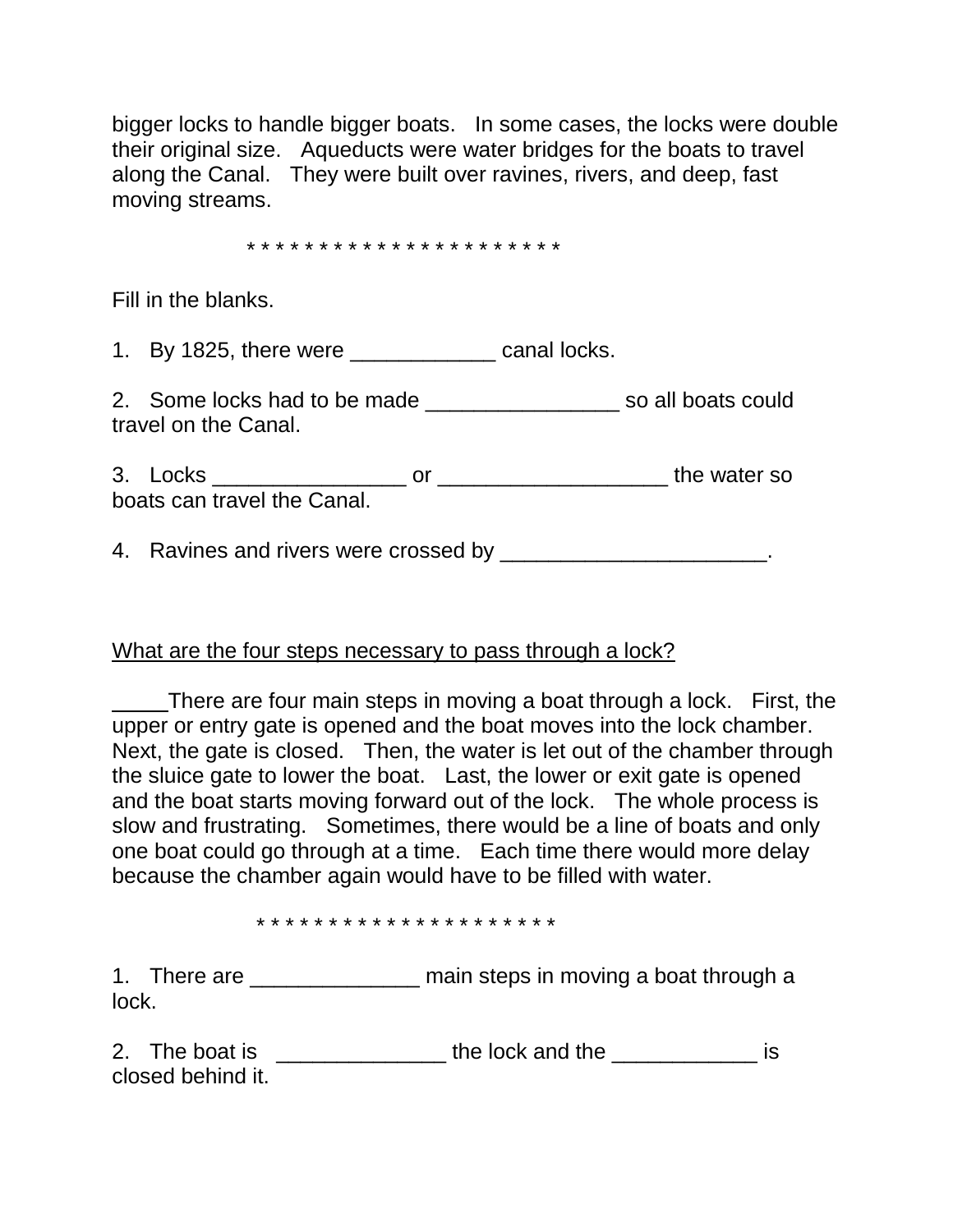bigger locks to handle bigger boats. In some cases, the locks were double their original size. Aqueducts were water bridges for the boats to travel along the Canal. They were built over ravines, rivers, and deep, fast moving streams.

* * * * * * * * * * * * * * * * * * * * * *

Fill in the blanks.

1. By 1825, there were ____________ canal locks.

2. Some locks had to be made ________________ so all boats could travel on the Canal.

3. Locks ________________ or ___________________ the water so boats can travel the Canal.

4. Ravines and rivers were crossed by ______________________.

<u>What are the four steps necessary to pass through a lock?</u>

_____There are four main steps in moving a boat through a lock. First, the upper or entry gate is opened and the boat moves into the lock chamber. Next, the gate is closed. Then, the water is let out of the chamber through the sluice gate to lower the boat. Last, the lower or exit gate is opened and the boat starts moving forward out of the lock. The whole process is slow and frustrating. Sometimes, there would be a line of boats and only one boat could go through at a time. Each time there would more delay because the chamber again would have to be filled with water.

* * * * * * * * * * * * * * * * * * * * *

1. There are ______________ main steps in moving a boat through a lock.

2. The boat is ______________ the lock and the ____________ is closed behind it.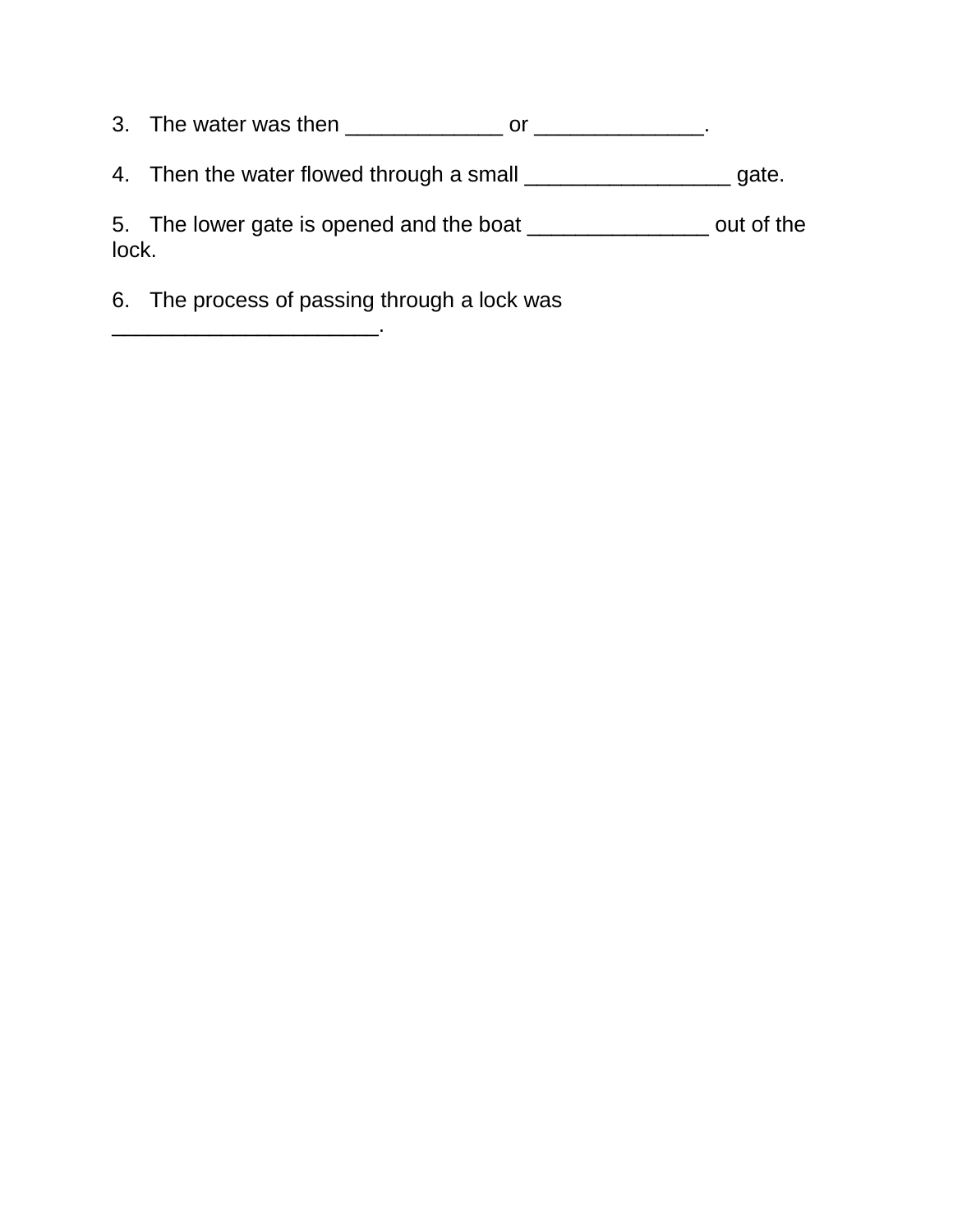3. The water was then _____________ or ______________.

4. Then the water flowed through a small _________________ gate.

5. The lower gate is opened and the boat _______________ out of the lock.

6. The process of passing through a lock was ______________________.